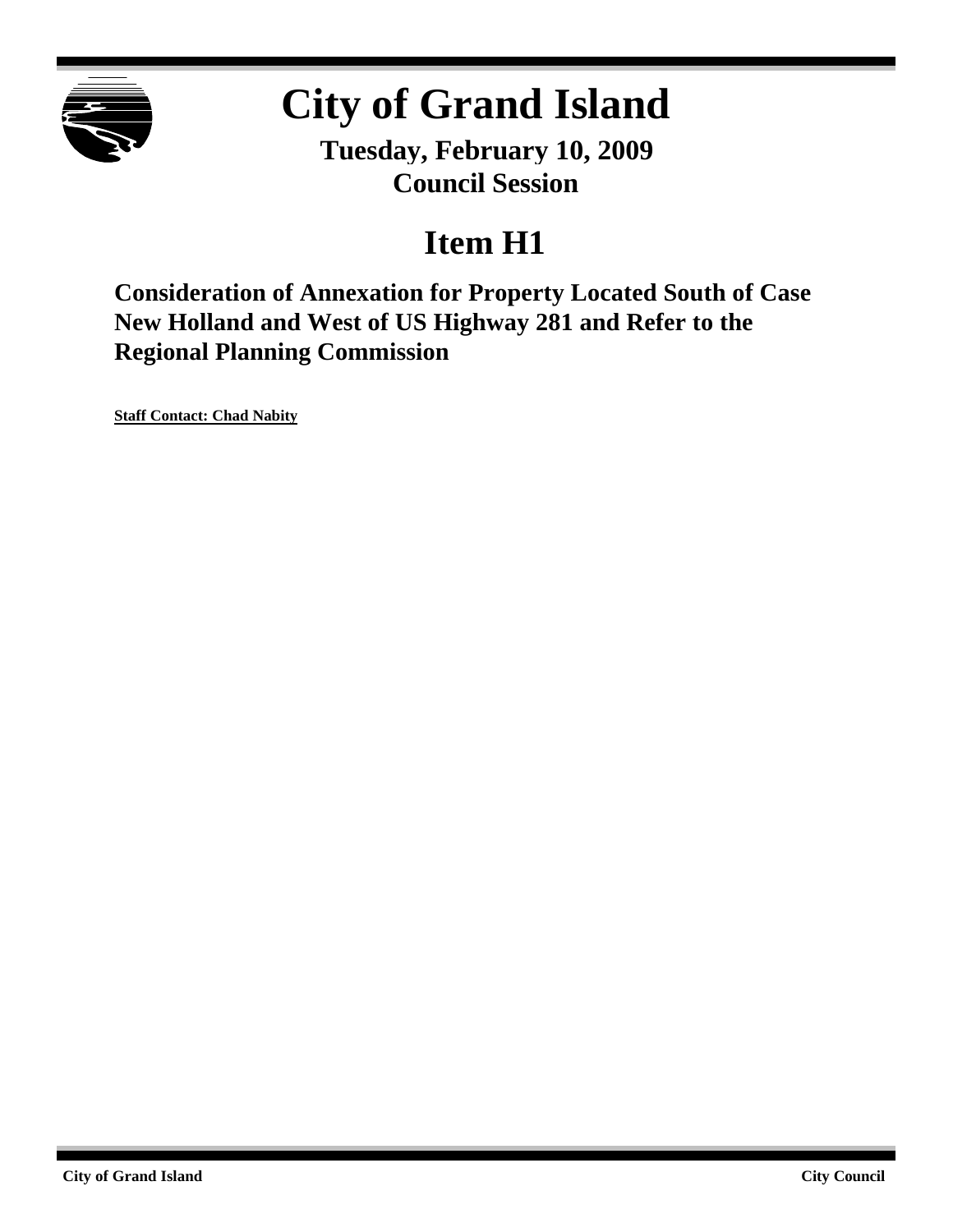# City of Grand Island

**Tuesday, February 10, 2009**
**Council Session**

## Item H1

### Consideration of Annexation for Property Located South of Case New Holland and West of US Highway 281 and Refer to the Regional Planning Commission

**Staff Contact: Chad Nabity**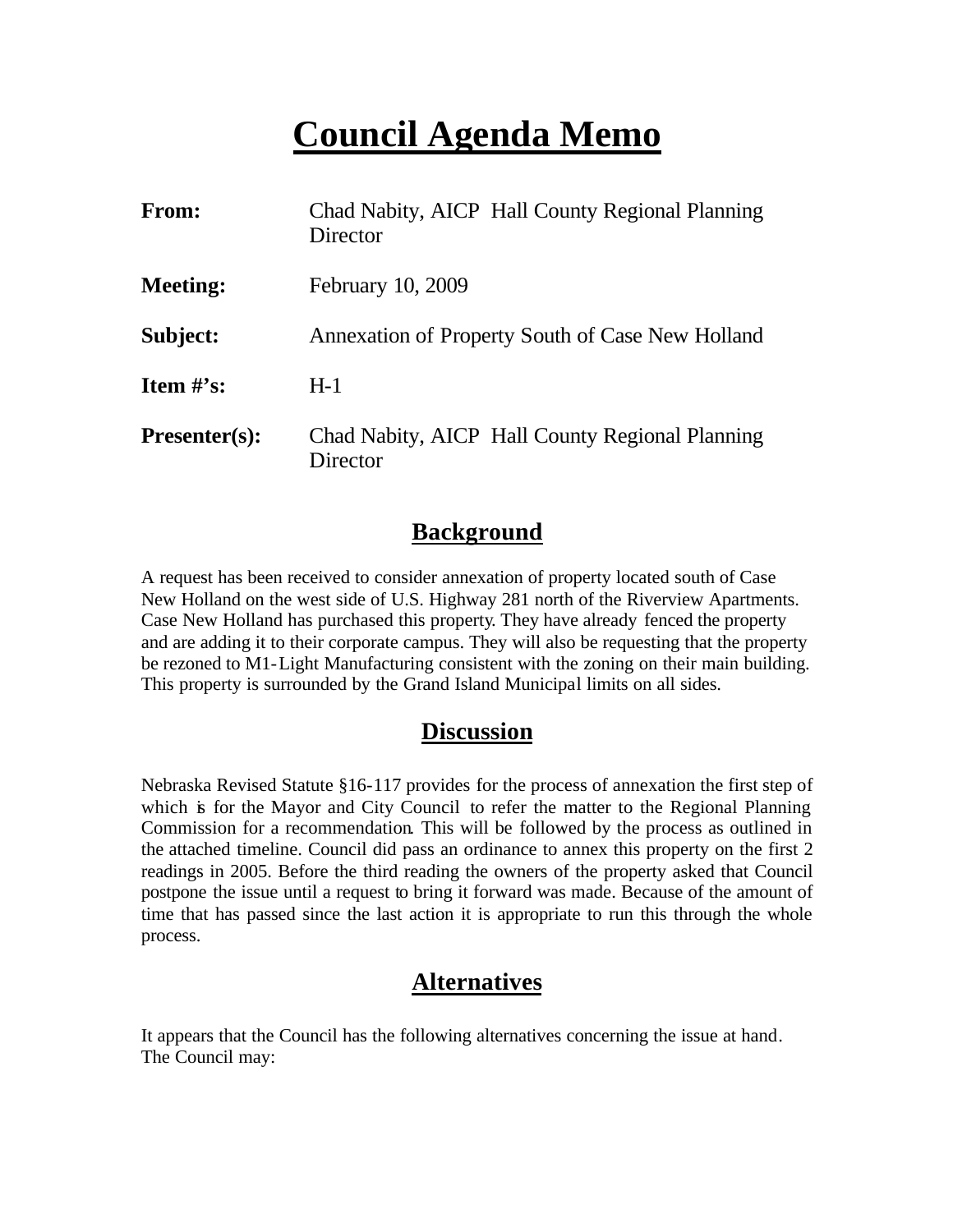# Council Agenda Memo

| | |
|---|---|
| **From:** | Chad Nabity, AICP Hall County Regional Planning Director |
| **Meeting:** | February 10, 2009 |
| **Subject:** | Annexation of Property South of Case New Holland |
| **Item #'s:** | H-1 |
| **Presenter(s):** | Chad Nabity, AICP Hall County Regional Planning Director |

## Background

A request has been received to consider annexation of property located south of Case New Holland on the west side of U.S. Highway 281 north of the Riverview Apartments. Case New Holland has purchased this property. They have already fenced the property and are adding it to their corporate campus. They will also be requesting that the property be rezoned to M1-Light Manufacturing consistent with the zoning on their main building. This property is surrounded by the Grand Island Municipal limits on all sides.

## Discussion

Nebraska Revised Statute §16-117 provides for the process of annexation the first step of which is for the Mayor and City Council to refer the matter to the Regional Planning Commission for a recommendation. This will be followed by the process as outlined in the attached timeline. Council did pass an ordinance to annex this property on the first 2 readings in 2005. Before the third reading the owners of the property asked that Council postpone the issue until a request to bring it forward was made. Because of the amount of time that has passed since the last action it is appropriate to run this through the whole process.

## Alternatives

It appears that the Council has the following alternatives concerning the issue at hand. The Council may: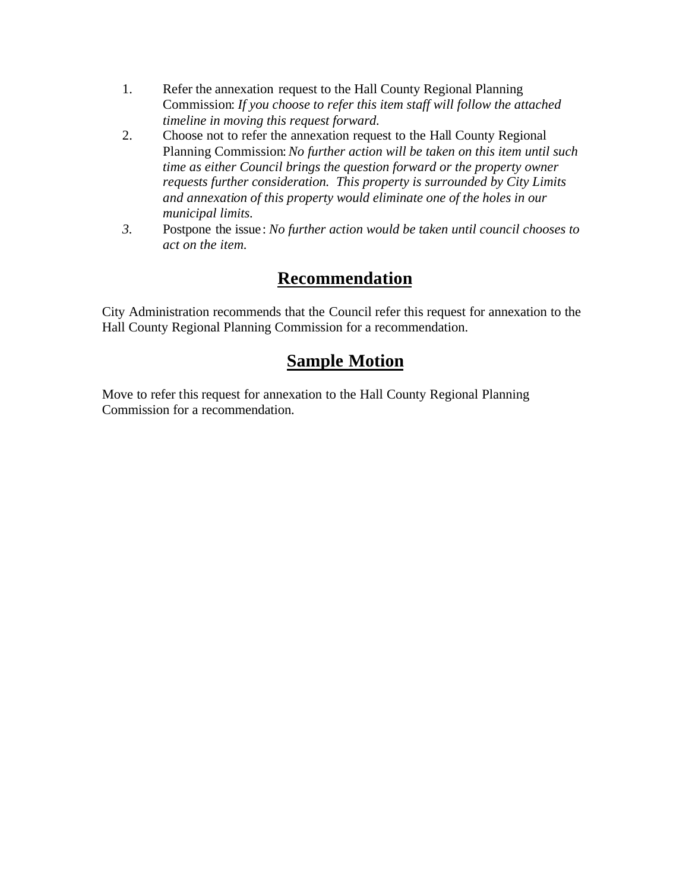1. Refer the annexation request to the Hall County Regional Planning Commission: *If you choose to refer this item staff will follow the attached timeline in moving this request forward.*
2. Choose not to refer the annexation request to the Hall County Regional Planning Commission: *No further action will be taken on this item until such time as either Council brings the question forward or the property owner requests further consideration. This property is surrounded by City Limits and annexation of this property would eliminate one of the holes in our municipal limits.*
3. Postpone the issue: *No further action would be taken until council chooses to act on the item.*

## Recommendation

City Administration recommends that the Council refer this request for annexation to the Hall County Regional Planning Commission for a recommendation.

## Sample Motion

Move to refer this request for annexation to the Hall County Regional Planning Commission for a recommendation.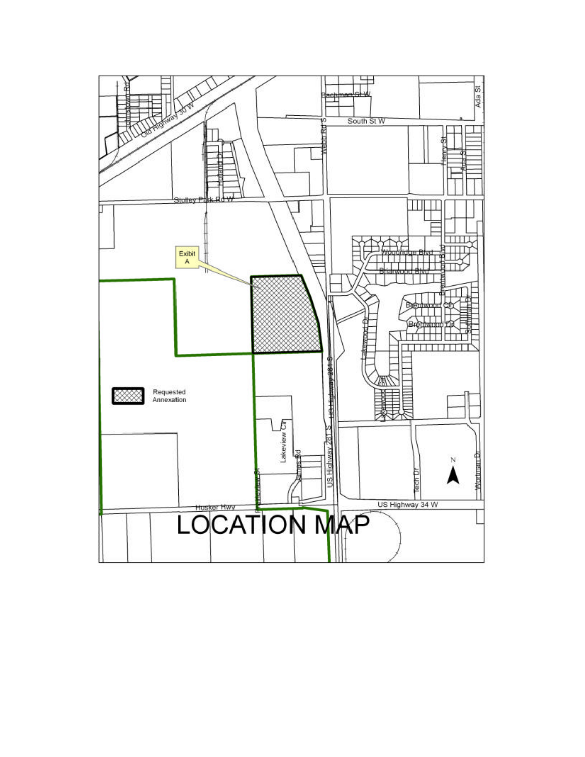# LOCATION MAP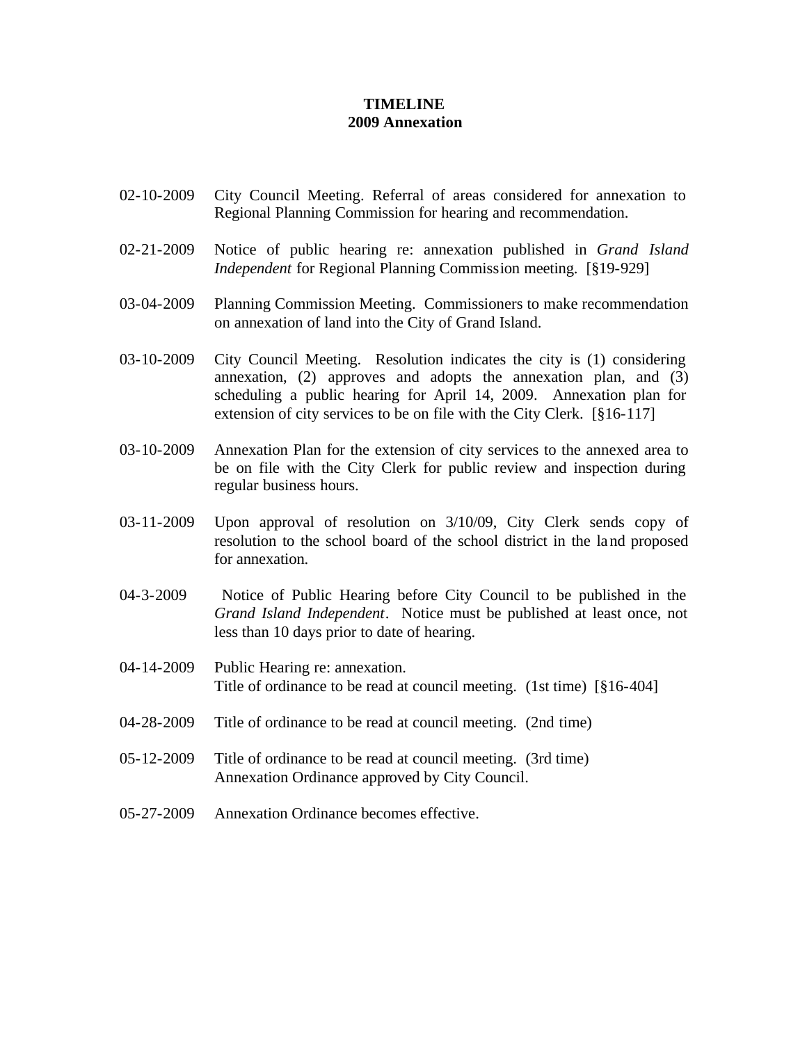**TIMELINE**
**2009 Annexation**

| | |
|---|---|
| 02-10-2009 | City Council Meeting. Referral of areas considered for annexation to Regional Planning Commission for hearing and recommendation. |
| 02-21-2009 | Notice of public hearing re: annexation published in *Grand Island Independent* for Regional Planning Commission meeting. [§19-929] |
| 03-04-2009 | Planning Commission Meeting. Commissioners to make recommendation on annexation of land into the City of Grand Island. |
| 03-10-2009 | City Council Meeting. Resolution indicates the city is (1) considering annexation, (2) approves and adopts the annexation plan, and (3) scheduling a public hearing for April 14, 2009. Annexation plan for extension of city services to be on file with the City Clerk. [§16-117] |
| 03-10-2009 | Annexation Plan for the extension of city services to the annexed area to be on file with the City Clerk for public review and inspection during regular business hours. |
| 03-11-2009 | Upon approval of resolution on 3/10/09, City Clerk sends copy of resolution to the school board of the school district in the land proposed for annexation. |
| 04-3-2009 | Notice of Public Hearing before City Council to be published in the *Grand Island Independent*. Notice must be published at least once, not less than 10 days prior to date of hearing. |
| 04-14-2009 | Public Hearing re: annexation.<br>Title of ordinance to be read at council meeting. (1st time) [§16-404] |
| 04-28-2009 | Title of ordinance to be read at council meeting. (2nd time) |
| 05-12-2009 | Title of ordinance to be read at council meeting. (3rd time)<br>Annexation Ordinance approved by City Council. |
| 05-27-2009 | Annexation Ordinance becomes effective. |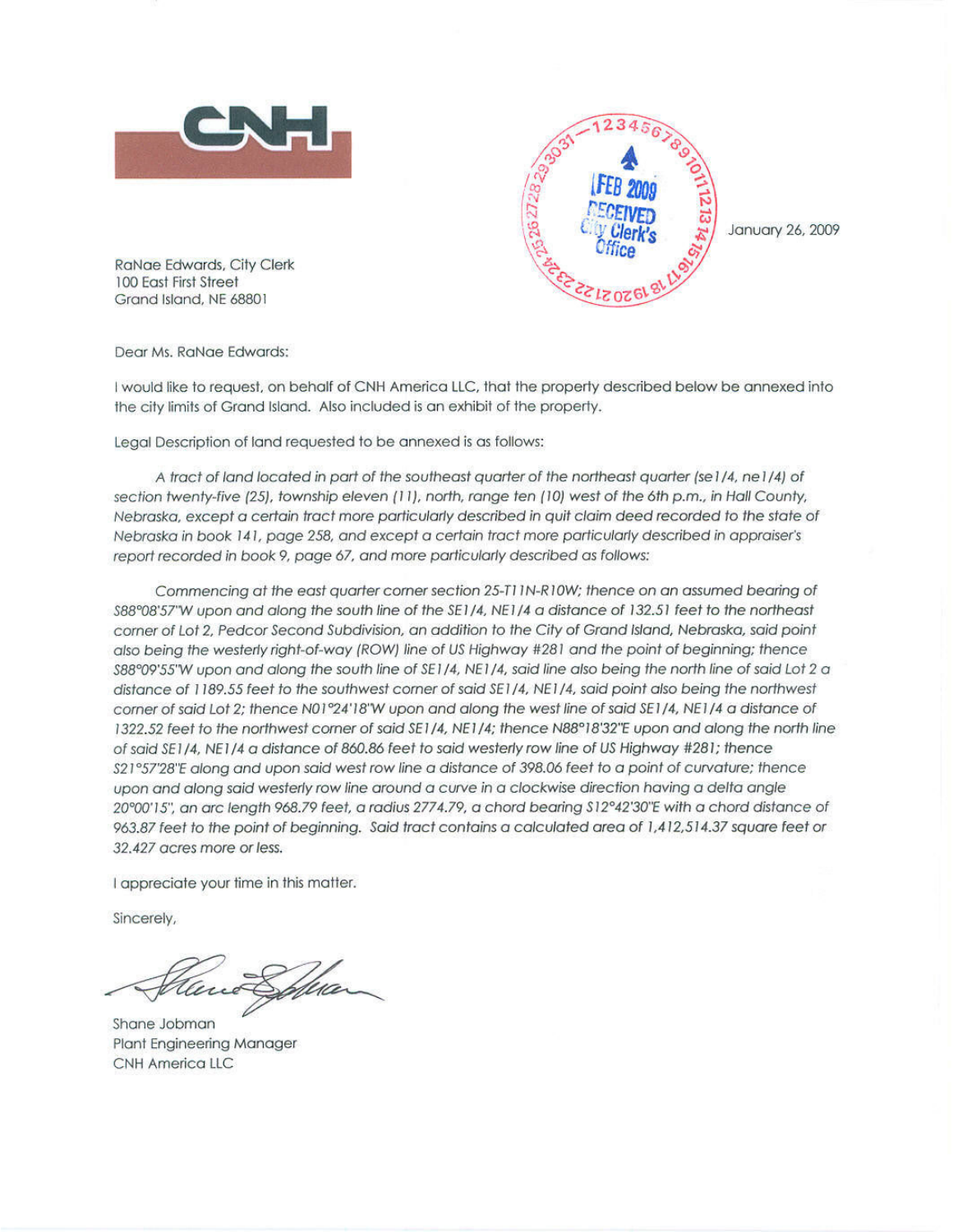CNH

FEB 2009
RECEIVED
City Clerk's
Office

January 26, 2009

RaNae Edwards, City Clerk
100 East First Street
Grand Island, NE 68801

Dear Ms. RaNae Edwards:

I would like to request, on behalf of CNH America LLC, that the property described below be annexed into the city limits of Grand Island. Also included is an exhibit of the property.

Legal Description of land requested to be annexed is as follows:

*A tract of land located in part of the southeast quarter of the northeast quarter (se1/4, ne1/4) of section twenty-five (25), township eleven (11), north, range ten (10) west of the 6th p.m., in Hall County, Nebraska, except a certain tract more particularly described in quit claim deed recorded to the state of Nebraska in book 141, page 258, and except a certain tract more particularly described in appraiser's report recorded in book 9, page 67, and more particularly described as follows:*

*Commencing at the east quarter corner section 25-T11N-R10W; thence on an assumed bearing of S88°08'57"W upon and along the south line of the SE1/4, NE1/4 a distance of 132.51 feet to the northeast corner of Lot 2, Pedcor Second Subdivision, an addition to the City of Grand Island, Nebraska, said point also being the westerly right-of-way (ROW) line of US Highway #281 and the point of beginning; thence S88°09'55"W upon and along the south line of SE1/4, NE1/4, said line also being the north line of said Lot 2 a distance of 1189.55 feet to the southwest corner of said SE1/4, NE1/4, said point also being the northwest corner of said Lot 2; thence N01°24'18"W upon and along the west line of said SE1/4, NE1/4 a distance of 1322.52 feet to the northwest corner of said SE1/4, NE1/4; thence N88°18'32"E upon and along the north line of said SE1/4, NE1/4 a distance of 860.86 feet to said westerly row line of US Highway #281; thence S21°57'28"E along and upon said west row line a distance of 398.06 feet to a point of curvature; thence upon and along said westerly row line around a curve in a clockwise direction having a delta angle 20°00'15", an arc length 968.79 feet, a radius 2774.79, a chord bearing S12°42'30"E with a chord distance of 963.87 feet to the point of beginning. Said tract contains a calculated area of 1,412,514.37 square feet or 32.427 acres more or less.*

I appreciate your time in this matter.

Sincerely,

Shane Jobman
Plant Engineering Manager
CNH America LLC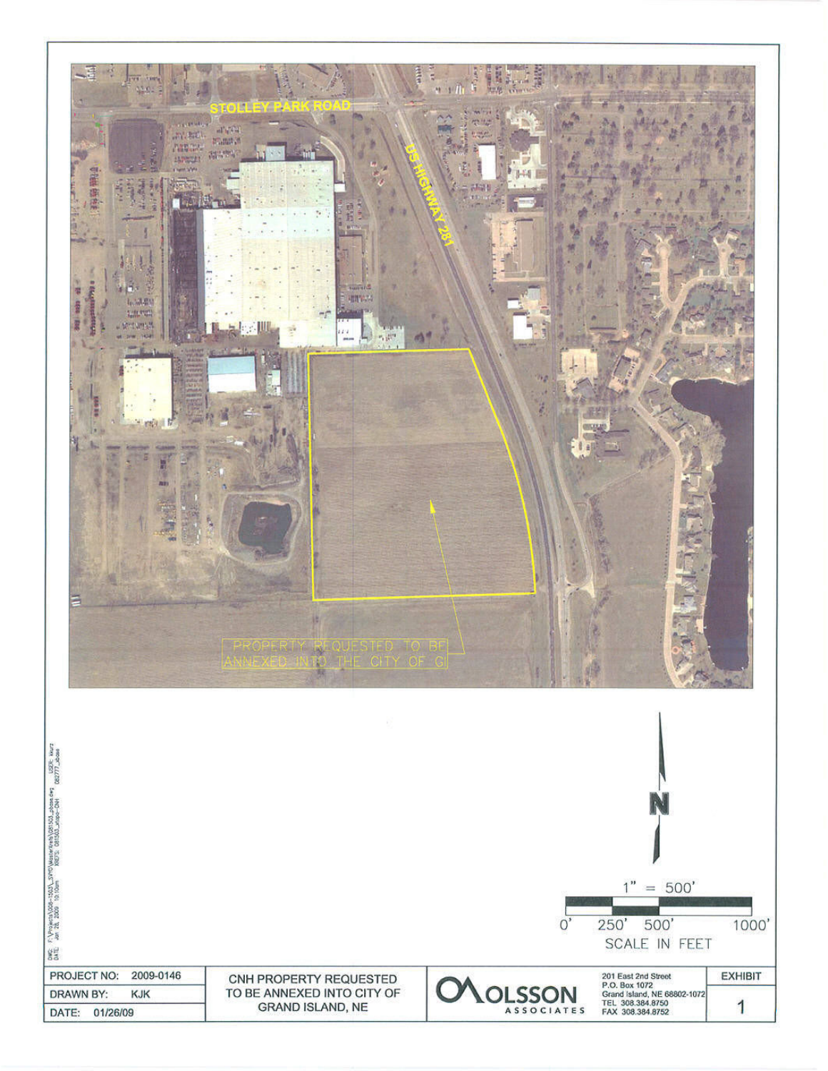STOLLEY PARK ROAD

US HIGHWAY 281

PROPERTY REQUESTED TO BE ANNEXED INTO THE CITY OF G

N

1" = 500'

0' 250' 500' 1000'

SCALE IN FEET

| | | | | |
|---|---|---|---|---|
| PROJECT NO: 2009-0146 | CNH PROPERTY REQUESTED TO BE ANNEXED INTO CITY OF GRAND ISLAND, NE | OLSSON ASSOCIATES | 201 East 2nd Street<br>P.O. Box 1072<br>Grand Island, NE 68802-1072<br>TEL 308.384.8750<br>FAX 308.384.8752 | EXHIBIT |
| DRAWN BY: KJK | | | | 1 |
| DATE: 01/26/09 | | | | |